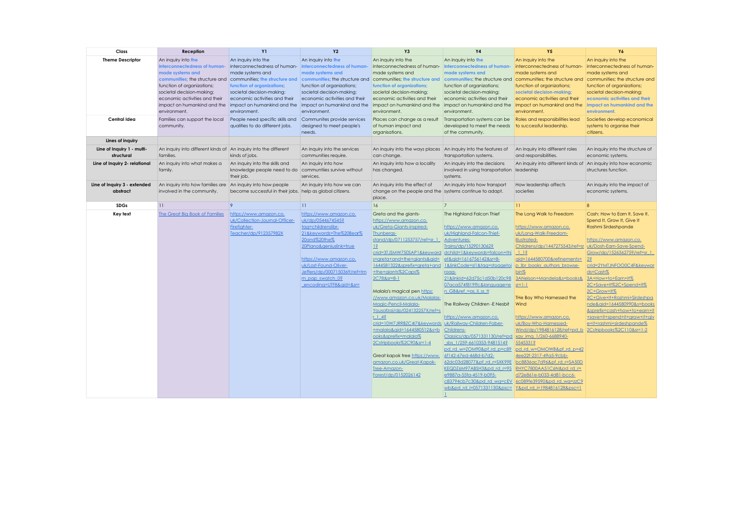| Class | Reception | Y1 | Y2 | Y3 | Y4 | Y5 | Y6 |
|---|---|---|---|---|---|---|---|
| Theme Descriptor | An inquiry into the interconnectedness of human-made systems and communities; the structure and function of organizations; societal decision-making; economic activities and their impact on humankind and the environment. | An inquiry into the interconnectedness of human-made systems and communities; the structure and function of organizations; societal decision-making; economic activities and their impact on humankind and the environment. | An inquiry into the interconnectedness of human-made systems and communities; the structure and function of organizations; societal decision-making; economic activities and their impact on humankind and the environment. | An inquiry into the interconnectedness of human-made systems and communities; the structure and function of organizations; societal decision-making; economic activities and their impact on humankind and the environment. | An inquiry into the interconnectedness of human-made systems and communities; the structure and function of organizations; societal decision-making; economic activities and their impact on humankind and the environment. | An inquiry into the interconnectedness of human-made systems and communities; the structure and function of organizations; societal decision-making; economic activities and their impact on humankind and the environment. | An inquiry into the interconnectedness of human-made systems and communities; the structure and function of organizations; societal decision-making; economic activities and their impact on humankind and the environment. |
| Central Idea | Families can support the local community. | People need specific skills and qualities to do different jobs. | Communites provide services designed to meet people's needs. | Places can change as a result of human impact and organisations. | Transportation systems can be developed to meet the needs of the community. | Roles and responsibilities lead to successful leadership. | Societies develop economical systems to organise their citizens. |
| Lines of inquiry | | | | | | | |
| Line of Inquiry 1 - multi-structural | An inquiry into different kinds of families. | An inquiry into the different kinds of jobs. | An inquiry into the services communities require. | An inquiry into the ways places can change. | An inquiry into the features of transportation systems. | An inquiry into different roles and responsibilities. | An inquiry into the structure of economic systems. |
| Line of Inquiry 2- relational | An inquiry into what makes a family. | An inquiry into the skills and knowledge people need to do their job. | An inquiry into how communtiies survive without services. | An inquiry into how a locality has changed. | An inquiry into the decisions involved in using transportation systems. | An inquiry into different kinds of leadership | An inquiry into how economic structures function. |
| Line of Inquiry 3 - extended abstract | An inquiry into how families are involved in the community. | An inquiry into how people become successful in their jobs. | An inquiry into how we can help as global citizens. | An inquiry into the effect of change on the people and the place. | An inquiry into how transport systems continue to adapt. | How leadership affects societies | An inquiry into the impact of economic systems. |
| SDGs | 11 | 9 | 11 | 16 | 7 | 11 | 8 |
| Key text | The Great Big Book of Families | https://www.amazon.co.uk/Collection-Journal-Officer-Firefighter-Teacher/dp/912357982X | https://www.amazon.co.uk/dp/0544674545?tag=childrenslibr-21&keywords=The%20bear%20and%20the%20Piano&geniuslink=true<br><br>https://www.amazon.co.uk/Lost-Found-Oliver-Jeffers/dp/0007150369/ref=tmm_pap_swatch_0?_encoding=UTF8&qid=&sr= | Greta and the giants- https://www.amazon.co.uk/Greta-Giants-inspired-Thunbergs-stand/dp/0711253757/ref=sr_1_1?crid=3TJSMW750SAP1&keywords=greta+and+the+giants&qid=1644581322&sprefix=greta+and+the+giants%2C78&sr=8-1<br><br>Malala's magical pen https://www.amazon.co.uk/Malalas-Magic-Pencil-Malala-Yousafzai/dp/024132257X/ref=sr_1_4?crid=10W7JRRBZC4I7&keywords=malala&qid=1644580512&s=books&sprefix=malala%2Cstripbooks%2C90&sr=1-4<br><br>Great kapok tree https://www.amazon.co.uk/Great-Kapok-Tree-Amazon-Forest/dp/0152026142 | The Highland Falcon Thief<br><br>https://www.amazon.co.uk/Highland-Falcon-Thief-Adventures-Trains/dp/1529013062?dchild=1&keywords=falcon+thief&qid=1616756142&sr=8-1&linkCode=sl1&tag=stoagetoiroag-21&linkId=62d75c1d50b120c9807aca574f819ffc&language=en_GB&ref_=as_li_ss_tl<br><br>The Railway Children -E Nesbit<br><br>https://www.amazon.co.uk/Railway-Children-Faber-Childrens-Classics/dp/0571331130/ref=pd_sbs_1/259-6610353-9481514?pd_rd_w=ZOM90&pf_rd_p=c896f142-67ed-468d-b7d2-62dc03d28077&pf_rd_r=SXK99EKEQDZ6M97ABSH3&pd_rd_r=95e9887a-55fa-4519-b095-c83794cb7c30&pd_rd_wg=cEVwb&pd_rd_i=0571331130&psc=1 | The Long Walk to Freedom<br><br>https://www.amazon.co.uk/Long-Walk-Freedom-Illustrated-Childrens/dp/1447275543/ref=sr_1_1?qid=1644580700&refinements=p_lbr_books_authors_browse-bin%3ANelson+Mandela&s=books&sr=1-1<br><br>THe Boy Who Harnessed the Wind<br><br>https://www.amazon.co.uk/Boy-Who-Harnessed-Wind/dp/1984816128/ref=pd_bxgy_img_1/260-6688940-5545331?pd_rd_w=OMOWB&pf_rd_p=424ee22f-2317-49a5-9cbb-bc8836ac7d96&pf_rd_r=SA50DRHYC7800AA51C6N&pd_rd_r=d72e861e-b033-4d81-bcc6-6c089fe39590&pd_rd_wg=zzC9Y&pd_rd_i=1984816128&psc=1 | Cash: How to Earn It, Save It, Spend It, Grow It, Give It Rashmi Sirdeshpande<br><br>https://www.amazon.co.uk/Dosh-Earn-Save-Spend-Grow/dp/1526362759/ref=sr_1_2?crid=2YMTJNFOO0C4F&keywords=Cash%3A+How+to+Earn+It%2C+Save+It%2C+Spend+It%2C+Grow+It%2C+Give+It+Rashmi+Sirdeshpande&qid=1644580990&s=books&sprefix=cash+how+to+earn+it+save+it+spend+it+grow+it+give+it+rashmi+sirdeshpande%2Cstripbooks%2C110&sr=1-2 |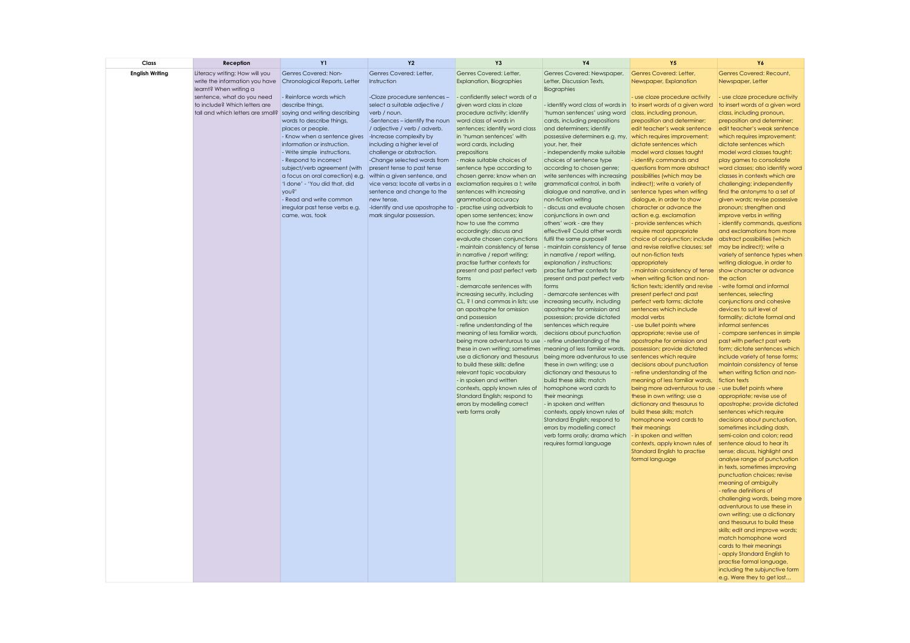| Class | Reception | Y1 | Y2 | Y3 | Y4 | Y5 | Y6 |
|---|---|---|---|---|---|---|---|
| **English Writing** | Literacy writing: How will you write the information you have learnt? When writing a sentence, what do you need to include? Which letters are tall and which letters are small? | Genres Covered: Non-Chronological Reports, Letter<br><br>- Reinforce words which describe things.<br>saying and writing describing words to describe things, places or people.<br>- Know when a sentence gives information or instruction.<br>- Write simple instructions.<br>- Respond to incorrect subject/verb agreement (with a focus on oral correction) e.g. 'I done' - 'You did that, did you?'<br>- Read and write common irregular past tense verbs e.g. came, was, took | Genres Covered: Letter, Instruction<br><br>-Cloze procedure sentences – select a suitable adjective / verb / noun.<br>-Sentences – identify the noun / adjective / verb / adverb.<br>-Increase complexity by including a higher level of challenge or abstraction.<br>-Change selected words from present tense to past tense within a given sentence, and vice versa; locate all verbs in a sentence and change to the new tense.<br>-Identify and use apostrophe to mark singular possession. | Genres Covered: Letter, Explanation, Biographies<br><br>- confidently select words of a given word class in cloze procedure activity; identify word class of words in sentences; identify word class in 'human sentences' with word cards, including prepositions<br>- make suitable choices of sentence type according to chosen genre; know when an exclamation requires a !; write sentences with increasing grammatical accuracy<br>- practise using adverbials to open some sentences; know how to use the comma accordingly; discuss and evaluate chosen conjunctions<br>- maintain consistency of tense in narrative / report writing; practise further contexts for present and past perfect verb forms<br>- demarcate sentences with increasing security, including CL, ? ! and commas in lists; use an apostrophe for omission and possession<br>- refine understanding of the meaning of less familiar words, being more adventurous to use these in own writing; sometimes use a dictionary and thesaurus to build these skills; define relevant topic vocabulary<br>- in spoken and written contexts, apply known rules of Standard English; respond to errors by modelling correct verb forms orally | Genres Covered: Newspaper, Letter, Discussion Texts, Biographies<br><br>- identify word class of words in 'human sentences' using word cards, including prepositions and determiners; identify possessive determiners e.g. my, your, her, their<br>- independently make suitable choices of sentence type according to chosen genre; write sentences with increasing grammatical control, in both dialogue and narrative, and in non-fiction writing<br>- discuss and evaluate chosen conjunctions in own and others' work - are they effective? Could other words fulfil the same purpose?<br>- maintain consistency of tense in narrative / report writing, explanation / instructions; practise further contexts for present and past perfect verb forms<br>- demarcate sentences with increasing security, including apostrophe for omission and possession; provide dictated sentences which require decisions about punctuation<br>- refine understanding of the meaning of less familiar words, being more adventurous to use these in own writing; use a dictionary and thesaurus to build these skills; match homophone word cards to their meanings<br>- in spoken and written contexts, apply known rules of Standard English; respond to errors by modelling correct verb forms orally; drama which requires formal language | Genres Covered: Letter, Newspaper, Explanation<br><br>- use cloze procedure activity to insert words of a given word class, including pronoun, preposition and determiner; edit teacher's weak sentence which requires improvement; dictate sentences which model word classes taught<br>- identify commands and questions from more abstract possibilities (which may be indirect); write a variety of sentence types when writing dialogue, in order to show character or advance the action e.g. exclamation<br>- provide sentences which require most appropriate choice of conjunction; include and revise relative clauses; set out non-fiction texts appropriately<br>- maintain consistency of tense when writing fiction and non-fiction texts; identify and revise present perfect and past perfect verb forms; dictate sentences which include modal verbs<br>- use bullet points where appropriate; revise use of apostrophe for omission and possession; provide dictated sentences which require decisions about punctuation<br>- refine understanding of the meaning of less familiar words, being more adventurous to use these in own writing; use a dictionary and thesaurus to build these skills; match homophone word cards to their meanings<br>- in spoken and written contexts, apply known rules of Standard English to practise formal language | Genres Covered: Recount, Newspaper, Letter<br><br>- use cloze procedure activity to insert words of a given word class, including pronoun, preposition and determiner; edit teacher's weak sentence which requires improvement; dictate sentences which model word classes taught; play games to consolidate word classes; also identify word classes in contexts which are challenging; independently find the antonyms to a set of given words; revise possessive pronoun; strengthen and improve verbs in writing<br>- identify commands, questions and exclamations from more abstract possibilities (which may be indirect); write a variety of sentence types when writing dialogue, in order to show character or advance the action<br>- write formal and informal sentences, selecting conjunctions and cohesive devices to suit level of formality; dictate formal and informal sentences<br>- compare sentences in simple past with perfect past verb form; dictate sentences which include variety of tense forms; maintain consistency of tense when writing fiction and non-fiction texts<br>- use bullet points where appropriate; revise use of apostrophe; provide dictated sentences which require decisions about punctuation, sometimes including dash, semi-colon and colon; read sentence aloud to hear its sense; discuss, highlight and analyse range of punctuation in texts, sometimes improving punctuation choices; revise meaning of ambiguity<br>- refine definitions of challenging words, being more adventurous to use these in own writing; use a dictionary and thesaurus to build these skills; edit and improve words; match homophone word cards to their meanings<br>- apply Standard English to practise formal language, including the subjunctive form e.g. Were they to get lost… |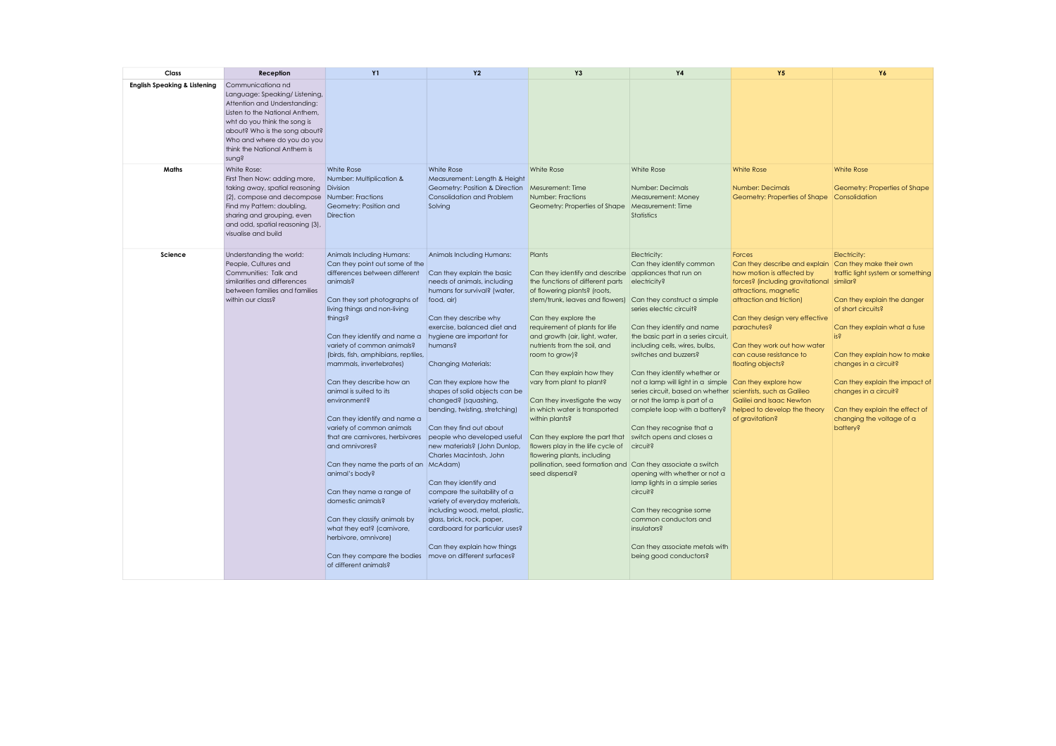| Class | Reception | Y1 | Y2 | Y3 | Y4 | Y5 | Y6 |
|---|---|---|---|---|---|---|---|
| English Speaking & Listening | Communicationa nd Language: Speaking/ Listening, Attention and Understanding: Listen to the National Anthem, wht do you think the song is about? Who is the song about? Who and where do you do you think the National Anthem is sung? | | | | | | |
| Maths | White Rose: First Then Now: adding more, taking away, spatial reasoning (2), compose and decompose Find my Pattern: doubling, sharing and grouping, even and odd, spatial reasoning (3), visualise and build | White Rose Number: Multiplication & Division Number: Fractions Geometry: Position and Direction | White Rose Measurement: Length & Height Geometry: Position & Direction Consolidation and Problem Solving | White Rose Mesurement: Time Number: Fractions Geometry: Properties of Shape | White Rose Number: Decimals Measurement: Money Measurement: Time Statistics | White Rose Number: Decimals Geometry: Properties of Shape | White Rose Geometry: Properties of Shape Consolidation |
| Science | Understanding the world: People, Cultures and Communities: Talk and similarities and differences between families and families within our class? | Animals Including Humans: Can they point out some of the differences between different animals? Can they sort photographs of living things and non-living things? Can they identify and name a variety of common animals? (birds, fish, amphibians, reptiles, mammals, invertebrates) Can they describe how an animal is suited to its environment? Can they identify and name a variety of common animals that are carnivores, herbivores and omnivores? Can they name the parts of an animal's body? Can they name a range of domestic animals? Can they classify animals by what they eat? (carnivore, herbivore, omnivore) Can they compare the bodies of different animals? | Animals Including Humans: Can they explain the basic needs of animals, including humans for survival? (water, food, air) Can they describe why exercise, balanced diet and hygiene are important for humans? Changing Materials: Can they explore how the shapes of solid objects can be changed? (squashing, bending, twisting, stretching) Can they find out about people who developed useful new materials? (John Dunlop, Charles Macintosh, John McAdam) Can they identify and compare the suitability of a variety of everyday materials, including wood, metal, plastic, glass, brick, rock, paper, cardboard for particular uses? Can they explain how things move on different surfaces? | Plants Can they identify and describe the functions of different parts of flowering plants? (roots, stem/trunk, leaves and flowers) Can they explore the requirement of plants for life and growth (air, light, water, nutrients from the soil, and room to grow)? Can they explain how they vary from plant to plant? Can they investigate the way in which water is transported within plants? Can they explore the part that flowers play in the life cycle of flowering plants, including pollination, seed formation and seed dispersal? | Electricity: Can they identify common appliances that run on electricity? Can they construct a simple series electric circuit? Can they identify and name the basic part in a series circuit, including cells, wires, bulbs, switches and buzzers? Can they identify whether or not a lamp will light in a simple series circuit, based on whether or not the lamp is part of a complete loop with a battery? Can they recognise that a switch opens and closes a circuit? Can they associate a switch opening with whether or not a lamp lights in a simple series circuit? Can they recognise some common conductors and insulators? Can they associate metals with being good conductors? | Forces Can they describe and explain how motion is affected by forces? (including gravitational attraction, magnetic attraction and friction) Can they design very effective parachutes? Can they work out how water can cause resistance to floating objects? Can they explore how scientists, such as Galileo Galilei and Isaac Newton helped to develop the theory of gravitation? | Electricity: Can they make their own traffic light system or something similar? Can they explain the danger of short circuits? Can they explain what a fuse is? Can they explain how to make changes in a circuit? Can they explain the impact of changes in a circuit? Can they explain the effect of changing the voltage of a battery? |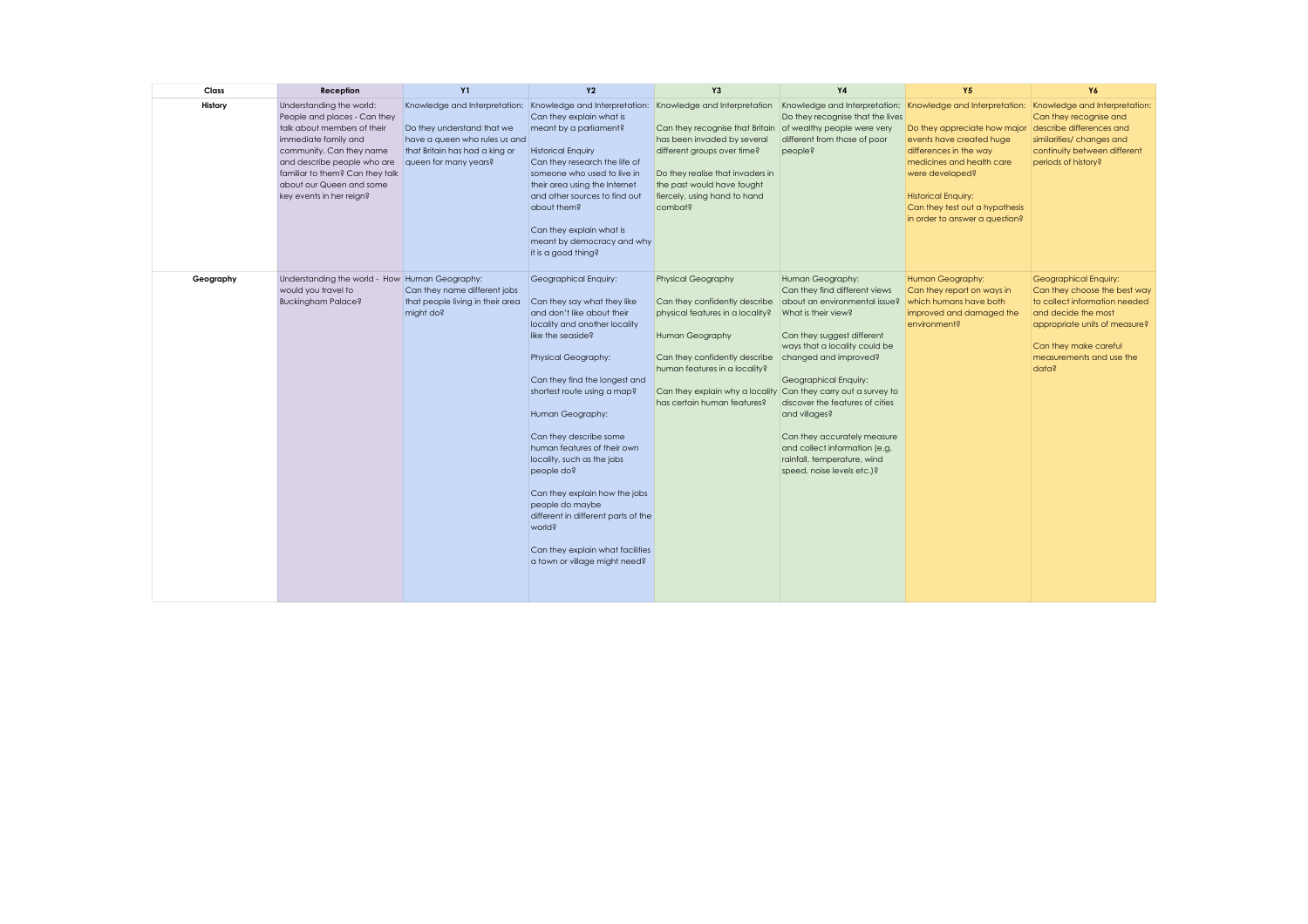| Class | Reception | Y1 | Y2 | Y3 | Y4 | Y5 | Y6 |
|---|---|---|---|---|---|---|---|
| **History** | Understanding the world: People and places - Can they talk about members of their immediate family and community. Can they name and describe people who are familiar to them? Can they talk about our Queen and some key events in her reign? | Knowledge and Interpretation:<br><br>Do they understand that we have a queen who rules us and that Britain has had a king or queen for many years? | Knowledge and Interpretation: Can they explain what is meant by a parliament?<br><br>Historical Enquiry<br>Can they research the life of someone who used to live in their area using the Internet and other sources to find out about them?<br><br>Can they explain what is meant by democracy and why it is a good thing? | Knowledge and Interpretation<br><br>Can they recognise that Britain has been invaded by several different groups over time?<br><br>Do they realise that invaders in the past would have fought fiercely, using hand to hand combat? | Knowledge and Interpretation: Do they recognise that the lives of wealthy people were very different from those of poor people? | Knowledge and Interpretation:<br><br>Do they appreciate how major events have created huge differences in the way medicines and health care were developed?<br><br>Historical Enquiry:<br>Can they test out a hypothesis in order to answer a question? | Knowledge and Interpretation: Can they recognise and describe differences and similarities/ changes and continuity between different periods of history? |
| **Geography** | Understanding the world - How would you travel to Buckingham Palace? | Human Geography:<br>Can they name different jobs that people living in their area might do? | Geographical Enquiry:<br><br>Can they say what they like and don't like about their locality and another locality like the seaside?<br><br>Physical Geography:<br><br>Can they find the longest and shortest route using a map?<br><br>Human Geography:<br><br>Can they describe some human features of their own locality, such as the jobs people do?<br><br>Can they explain how the jobs people do maybe different in different parts of the world?<br><br>Can they explain what facilities a town or village might need? | Physical Geography<br><br>Can they confidently describe physical features in a locality?<br><br>Human Geography<br><br>Can they confidently describe human features in a locality?<br><br>Can they explain why a locality has certain human features? | Human Geography:<br>Can they find different views about an environmental issue? What is their view?<br><br>Can they suggest different ways that a locality could be changed and improved?<br><br>Geographical Enquiry:<br>Can they carry out a survey to discover the features of cities and villages?<br><br>Can they accurately measure and collect information (e.g. rainfall, temperature, wind speed, noise levels etc.)? | Human Geography:<br>Can they report on ways in which humans have both improved and damaged the environment? | Geographical Enquiry:<br>Can they choose the best way to collect information needed and decide the most appropriate units of measure?<br><br>Can they make careful measurements and use the data? |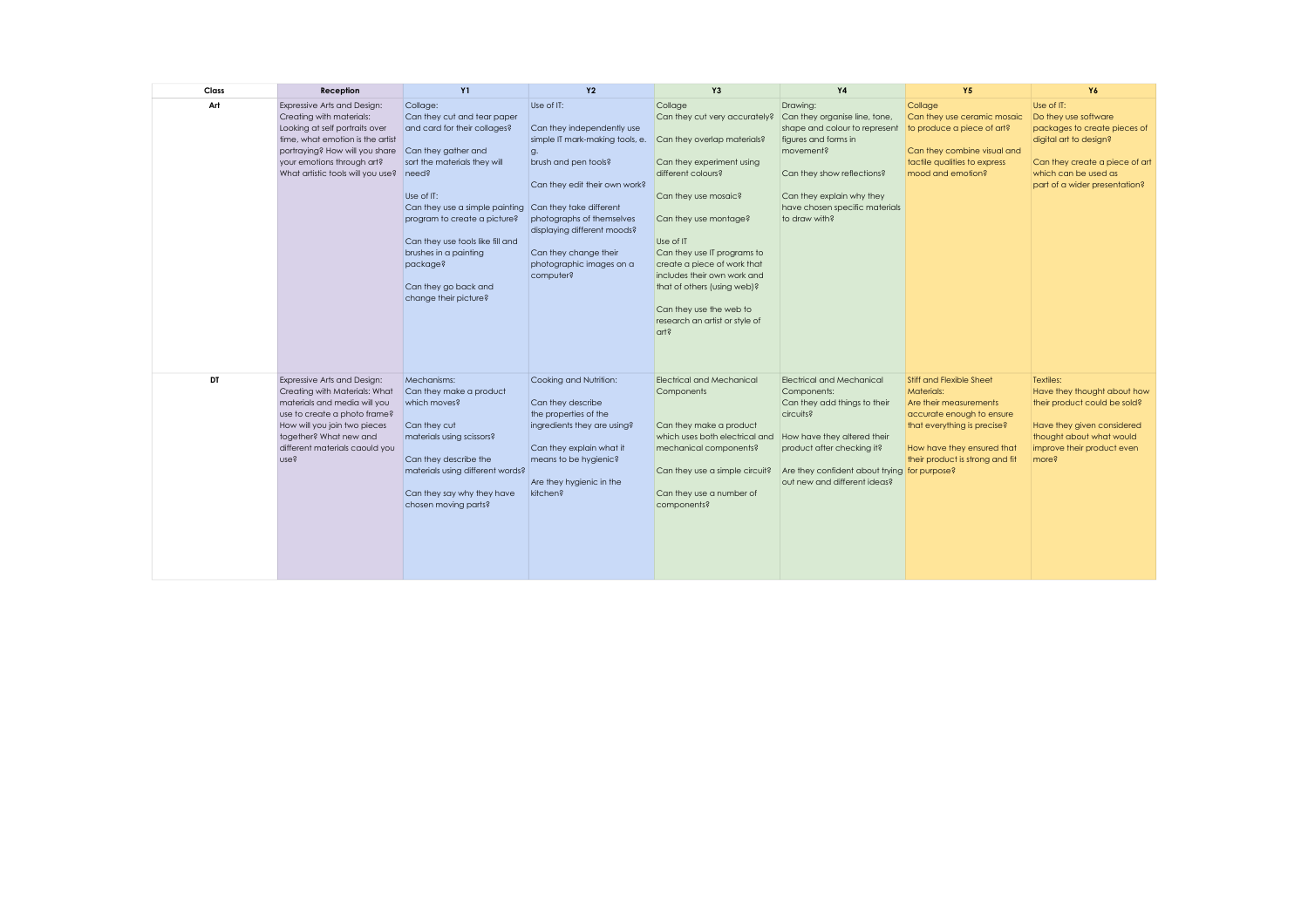| Class | Reception | Y1 | Y2 | Y3 | Y4 | Y5 | Y6 |
|---|---|---|---|---|---|---|---|
| **Art** | Expressive Arts and Design: Creating with materials: Looking at self portraits over time, what emotion is the artist portraying? How will you share your emotions through art? What artistic tools will you use? | Collage:<br>Can they cut and tear paper and card for their collages?<br><br>Can they gather and sort the materials they will need?<br><br>Use of IT:<br>Can they use a simple painting program to create a picture?<br><br>Can they use tools like fill and brushes in a painting package?<br><br>Can they go back and change their picture? | Use of IT:<br><br>Can they independently use simple IT mark-making tools, e. g.<br>brush and pen tools?<br><br>Can they edit their own work?<br><br>Can they take different photographs of themselves displaying different moods?<br><br>Can they change their photographic images on a computer? | Collage<br>Can they cut very accurately?<br><br>Can they overlap materials?<br><br>Can they experiment using different colours?<br><br>Can they use mosaic?<br><br>Can they use montage?<br><br>Use of IT<br>Can they use IT programs to create a piece of work that includes their own work and that of others (using web)?<br><br>Can they use the web to research an artist or style of art? | Drawing:<br>Can they organise line, tone, shape and colour to represent figures and forms in movement?<br><br>Can they show reflections?<br><br>Can they explain why they have chosen specific materials to draw with? | Collage<br>Can they use ceramic mosaic to produce a piece of art?<br><br>Can they combine visual and tactile qualities to express mood and emotion? | Use of IT:<br>Do they use software packages to create pieces of digital art to design?<br><br>Can they create a piece of art which can be used as<br>part of a wider presentation? |
| **DT** | Expressive Arts and Design: Creating with Materials: What materials and media will you use to create a photo frame? How will you join two pieces together? What new and different materials caould you use? | Mechanisms:<br>Can they make a product which moves?<br><br>Can they cut materials using scissors?<br><br>Can they describe the materials using different words?<br><br>Can they say why they have chosen moving parts? | Cooking and Nutrition:<br><br>Can they describe the properties of the ingredients they are using?<br><br>Can they explain what it means to be hygienic?<br><br>Are they hygienic in the kitchen? | Electrical and Mechanical Components<br><br>Can they make a product which uses both electrical and mechanical components?<br><br>Can they use a simple circuit?<br><br>Can they use a number of components? | Electrical and Mechanical Components:<br>Can they add things to their circuits?<br><br>How have they altered their product after checking it?<br><br>Are they confident about trying out new and different ideas? | Stiff and Flexible Sheet Materials:<br>Are their measurements accurate enough to ensure that everything is precise?<br><br>How have they ensured that their product is strong and fit for purpose? | Textiles:<br>Have they thought about how their product could be sold?<br><br>Have they given considered thought about what would improve their product even more? |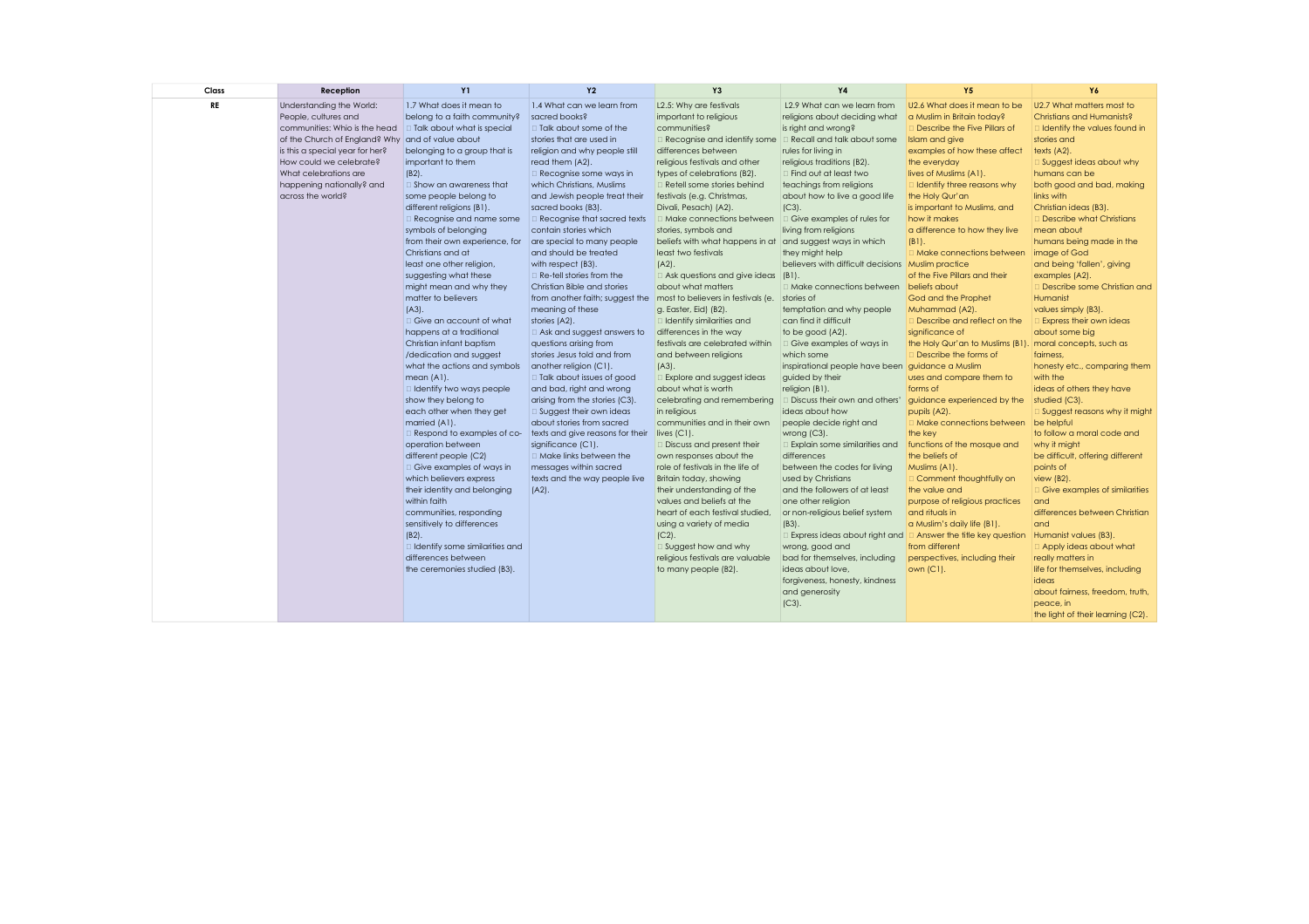| Class | Reception | Y1 | Y2 | Y3 | Y4 | Y5 | Y6 |
|---|---|---|---|---|---|---|---|
| RE | Understanding the World: People, cultures and communities: Who is the head of the Church of England? Why is this a special year for her? How could we celebrate? What celebrations are happening nationally? and across the world? | 1.7 What does it mean to belong to a faith community? □ Talk about what is special and of value about belonging to a group that is important to them (B2). □ Show an awareness that some people belong to different religions (B1). □ Recognise and name some symbols of belonging from their own experience, for Christians and at least one other religion, suggesting what these might mean and why they matter to believers (A3). □ Give an account of what happens at a traditional Christian infant baptism /dedication and suggest what the actions and symbols mean (A1). □ Identify two ways people show they belong to each other when they get married (A1). □ Respond to examples of co-operation between different people (C2) □ Give examples of ways in which believers express their identity and belonging within faith communities, responding sensitively to differences (B2). □ Identify some similarities and differences between the ceremonies studied (B3). | 1.4 What can we learn from sacred books? □ Talk about some of the stories that are used in religion and why people still read them (A2). □ Recognise some ways in which Christians, Muslims and Jewish people treat their sacred books (B3). □ Recognise that sacred texts contain stories which are special to many people and should be treated with respect (B3). □ Re-tell stories from the Christian Bible and stories from another faith; suggest the meaning of these stories (A2). □ Ask and suggest answers to questions arising from stories Jesus told and from another religion (C1). □ Talk about issues of good and bad, right and wrong arising from the stories (C3). □ Suggest their own ideas about stories from sacred texts and give reasons for their significance (C1). □ Make links between the messages within sacred texts and the way people live (A2). | L2.5: Why are festivals important to religious communities? □ Recognise and identify some differences between religious festivals and other types of celebrations (B2). □ Retell some stories behind festivals (e.g. Christmas, Divali, Pesach) (A2). □ Make connections between stories, symbols and beliefs with what happens in at least two festivals (A2). □ Ask questions and give ideas about what matters most to believers in festivals (e. g. Easter, Eid) (B2). □ Identify similarities and differences in the way festivals are celebrated within and between religions (A3). □ Explore and suggest ideas about what is worth celebrating and remembering in religious communities and in their own lives (C1). □ Discuss and present their own responses about the role of festivals in the life of Britain today, showing their understanding of the values and beliefs at the heart of each festival studied, using a variety of media (C2). □ Suggest how and why religious festivals are valuable to many people (B2). | L2.9 What can we learn from religions about deciding what is right and wrong? □ Recall and talk about some rules for living in religious traditions (B2). □ Find out at least two teachings from religions about how to live a good life (C3). □ Give examples of rules for living from religions and suggest ways in which they might help believers with difficult decisions (B1). □ Make connections between stories of temptation and why people can find it difficult to be good (A2). □ Give examples of ways in which some inspirational people have been guided by their religion (B1). □ Discuss their own and others' ideas about how people decide right and wrong (C3). □ Explain some similarities and differences between the codes for living used by Christians and the followers of at least one other religion or non-religious belief system (B3). □ Express ideas about right and wrong, good and bad for themselves, including ideas about love, forgiveness, honesty, kindness and generosity (C3). | U2.6 What does it mean to be a Muslim in Britain today? □ Describe the Five Pillars of Islam and give examples of how these affect the everyday lives of Muslims (A1). □ Identify three reasons why the Holy Qur'an is important to Muslims, and how it makes a difference to how they live (B1). □ Make connections between Muslim practice of the Five Pillars and their beliefs about God and the Prophet Muhammad (A2). □ Describe and reflect on the significance of the Holy Qur'an to Muslims (B1). □ Describe the forms of guidance a Muslim uses and compare them to forms of guidance experienced by the pupils (A2). □ Make connections between the key functions of the mosque and the beliefs of Muslims (A1). □ Comment thoughtfully on the value and purpose of religious practices and rituals in a Muslim's daily life (B1). □ Answer the title key question from different perspectives, including their own (C1). | U2.7 What matters most to Christians and Humanists? □ Identify the values found in stories and texts (A2). □ Suggest ideas about why humans can be both good and bad, making links with Christian ideas (B3). □ Describe what Christians mean about humans being made in the image of God and being 'fallen', giving examples (A2). □ Describe some Christian and Humanist values simply (B3). □ Express their own ideas about some big moral concepts, such as fairness, honesty etc., comparing them with the ideas of others they have studied (C3). □ Suggest reasons why it might be helpful to follow a moral code and why it might be difficult, offering different points of view (B2). □ Give examples of similarities and differences between Christian and Humanist values (B3). □ Apply ideas about what really matters in life for themselves, including ideas about fairness, freedom, truth, peace, in the light of their learning (C2). |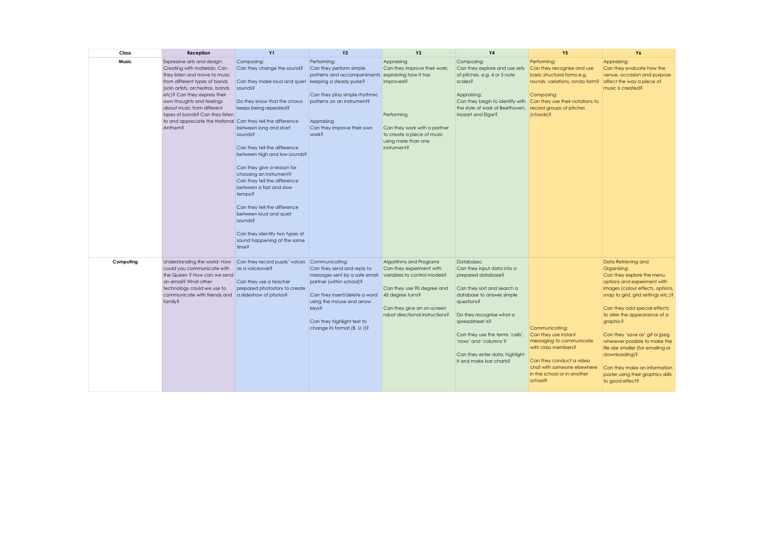| Class | Reception | Y1 | Y2 | Y3 | Y4 | Y5 | Y6 |
|---|---|---|---|---|---|---|---|
| **Music** | Expressive arts and design: Creating with materials: Can they listen and move to music from different types of bands (solo artists, orchestras, bands etc)? Can they express their own thoughts and feelings about music from different types of bands? Can they listen to and appreciate the National Anthem? | Composing: Can they change the sound? <br><br> Can they make loud and quiet sounds? <br><br> Do they know that the chorus keeps being repeated? <br><br> Can they tell the difference between long and short sounds? <br><br> Can they tell the difference between high and low sounds? <br><br> Can they give a reason for choosing an instrument? Can they tell the difference between a fast and slow tempo? <br><br> Can they tell the difference between loud and quiet sounds? <br><br> Can they identify two types of sound happening at the same time? | Performing: Can they perform simple patterns and accompaniments keeping a steady pulse? <br><br> Can they play simple rhythmic patterns on an instrument? <br><br> Appraising Can they improve their own work? | Appraising Can they improve their work; explaining how it has improved? <br><br> Performing <br><br> Can they work with a partner to create a piece of music using more than one instrument? | Composing: Can they explore and use sets of pitches, e.g. 4 or 5 note scales? <br><br> Appraising: Can they begin to identify with the style of work of Beethoven, Mozart and Elgar? | Performing: Can they recognise and use basic structural forms e.g. rounds, variations, rondo form? <br><br> Composing: Can they use their notations to record groups of pitches (chords)? | Appraising: Can they evaluate how the venue, occasion and purpose affect the way a piece of music is created? |
| **Computing** | Understanding the world: How could you communicate with the Queen ? How can we send an email? What other technology could we use to communicate with friends and family? | Can they record pupils' voices as a voiceover? <br><br> Can they use a teacher prepared photostory to create a slideshow of photos? | Communicating: Can they send and reply to messages sent by a safe email partner (within school)? <br><br> Can they insert/delete a word using the mouse and arrow keys? <br><br> Can they highlight text to change its format (B, U, I)? | Algorithms and Programs Can they experiment with variables to control models? <br><br> Can they use 90 degree and 45 degree turns? <br><br> Can they give an on-screen robot directional instructions? | Databases: Can they input data into a prepared database? <br><br> Can they sort and search a database to answer simple questions? <br><br> Do they recognise what a spreadsheet is? <br><br> Can they use the terms 'cells', 'rows' and 'columns'? <br><br> Can they enter data, highlight it and make bar charts? | Communicating: Can they use instant messaging to communicate with class members? <br><br> Can they conduct a video chat with someone elsewhere in the school or in another school? | Data Retrieving and Organising: Can they explore the menu options and experiment with images (colour effects, options, snap to grid, grid settings etc.)? <br><br> Can they add special effects to alter the appearance of a graphic? <br><br> Can they 'save as' gif or jpeg wherever possible to make the file size smaller (for emailing or downloading)? <br><br> Can they make an information poster using their graphics skills to good effect? |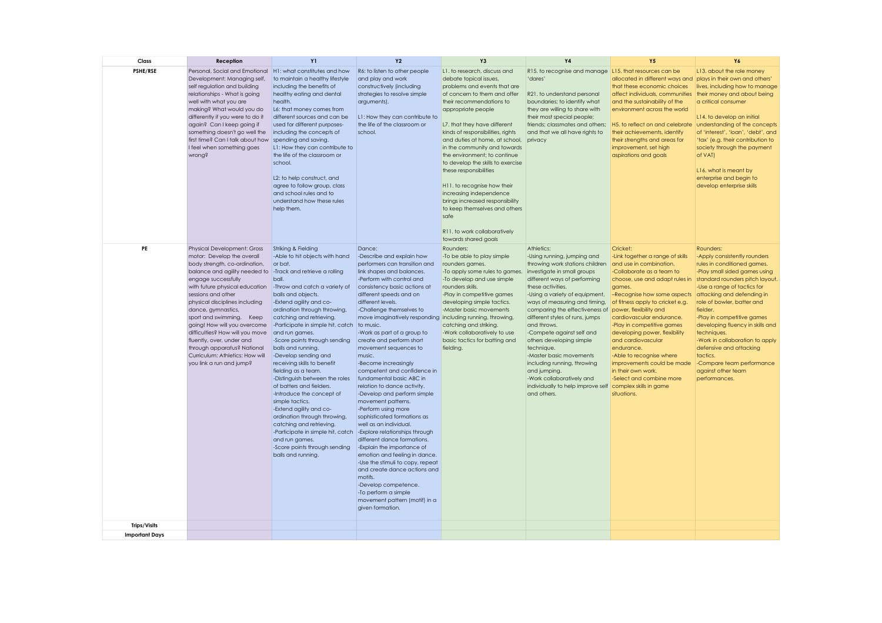| Class | Reception | Y1 | Y2 | Y3 | Y4 | Y5 | Y6 |
|---|---|---|---|---|---|---|---|
| PSHE/RSE | Personal, Social and Emotional Development: Managing self, self regulation and building relationships - What is going well with what you are making? What would you do differently if you were to do it again? Can I keep going if something doesn't go well the first time? Can I talk about how I feel when something goes wrong? | H1: what constitutes and how to maintain a healthy lifestyle including the benefits of healthy eating and dental health.<br>L6: that money comes from different sources and can be used for different purposes- including the concepts of spending and saving.<br>L1: How they can contribute to the life of the classroom or school.<br><br>L2: to help construct, and agree to follow group, class and school rules and to understand how these rules help them. | R6: to listen to other people and play and work constructively (including strategies to resolve simple arguments).<br><br>L1: How they can contribute to the life of the classroom or school. | L1. to research, discuss and debate topical issues, problems and events that are of concern to them and offer their recommendations to appropriate people<br><br>L7. that they have different kinds of responsibilities, rights and duties at home, at school, in the community and towards the environment; to continue to develop the skills to exercise these responsibilities<br><br>H11. to recognise how their increasing independence brings increased responsibility to keep themselves and others safe<br><br>R11. to work collaboratively towards shared goals | R15. to recognise and manage 'dares'<br><br>R21. to understand personal boundaries; to identify what they are willing to share with their most special people; friends; classmates and others; and that we all have rights to privacy | L15. that resources can be allocated in different ways and that these economic choices affect individuals, communities and the sustainability of the environment across the world<br><br>H5. to reflect on and celebrate their achievements, identify their strengths and areas for improvement, set high aspirations and goals | L13. about the role money plays in their own and others' lives, including how to manage their money and about being a critical consumer<br><br>L14. to develop an initial understanding of the concepts of 'interest', 'loan', 'debt', and 'tax' (e.g. their contribution to society through the payment of VAT)<br><br>L16. what is meant by enterprise and begin to develop enterprise skills |
| PE | Physical Development: Gross motor: Develop the overall body strength, co-ordination, balance and agility needed to engage successfully with future physical education sessions and other physical disciplines including dance, gymnastics, sport and swimming. Keep going! How will you overcome difficulties? How will you move fluently, over, under and through apparatus? National Curriculum: Athletics: How will you link a run and jump? | Striking & Fielding<br>-Able to hit objects with hand or bat.<br>-Track and retrieve a rolling ball.<br>-Throw and catch a variety of balls and objects.<br>-Extend agility and co-ordination through throwing, catching and retrieving.<br>-Participate in simple hit, catch and run games.<br>-Score points through sending balls and running.<br>-Develop sending and receiving skills to benefit fielding as a team.<br>-Distinguish between the roles of batters and fielders.<br>-Introduce the concept of simple tactics.<br>-Extend agility and co-ordination through throwing, catching and retrieving.<br>-Participate in simple hit, catch and run games.<br>-Score points through sending balls and running. | Dance:<br>-Describe and explain how performers can transition and link shapes and balances.<br>-Perform with control and consistency basic actions at different speeds and on different levels.<br>-Challenge themselves to move imaginatively responding to music.<br>-Work as part of a group to create and perform short movement sequences to music.<br>-Become increasingly competent and confidence in fundamental basic ABC in relation to dance activity.<br>-Develop and perform simple movement patterns.<br>-Perform using more sophisticated formations as well as an individual.<br>-Explore relationships through different dance formations.<br>-Explain the importance of emotion and feeling in dance.<br>-Use the stimuli to copy, repeat and create dance actions and motifs.<br>-Develop competence.<br>-To perform a simple movement pattern (motif) in a given formation. | Rounders:<br>-To be able to play simple rounders games.<br>-To apply some rules to games.<br>-To develop and use simple rounders skills.<br>-Play in competitive games developing simple tactics.<br>-Master basic movements including running, throwing, catching and striking.<br>-Work collaboratively to use basic tactics for batting and fielding. | Athletics:<br>-Using running, jumping and throwing work stations children investigate in small groups different ways of performing these activities.<br>-Using a variety of equipment, ways of measuring and timing, comparing the effectiveness of different styles of runs, jumps and throws.<br>-Compete against self and others developing simple technique.<br>-Master basic movements including running, throwing and jumping.<br>-Work collaboratively and individually to help improve self and others. | Cricket:<br>-Link together a range of skills and use in combination.<br>-Collaborate as a team to choose, use and adapt rules in games.<br>--Recognise how some aspects of fitness apply to cricket e.g. power, flexibility and cardiovascular endurance.<br>-Play in competitive games developing power, flexibility and cardiovascular endurance.<br>-Able to recognise where improvements could be made in their own work.<br>-Select and combine more complex skills in game situations. | Rounders:<br>-Apply consistently rounders rules in conditioned games.<br>-Play small sided games using standard rounders pitch layout.<br>-Use a range of tactics for attacking and defending in role of bowler, batter and fielder.<br>-Play in competitive games developing fluency in skills and techniques.<br>-Work in collaboration to apply defensive and attacking tactics.<br>-Compare team performance against other team performances. |
| Trips/Visits | | | | | | | |
| Important Days | | | | | | | |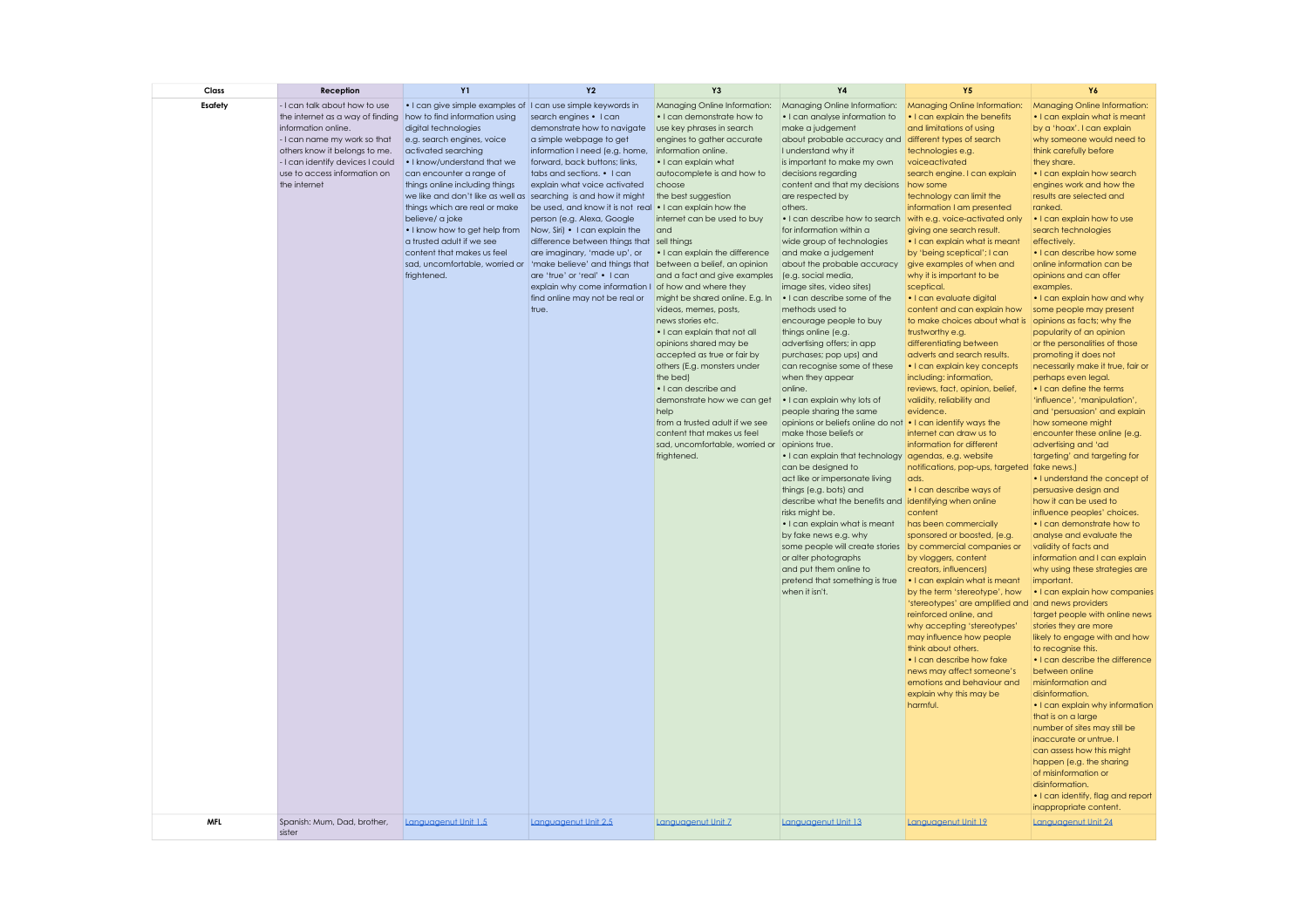| Class | Reception | Y1 | Y2 | Y3 | Y4 | Y5 | Y6 |
|---|---|---|---|---|---|---|---|
| **Esafety** | - I can talk about how to use the internet as a way of finding information online.<br>- I can name my work so that others know it belongs to me.<br>- I can identify devices I could use to access information on the internet | • I can give simple examples of how to find information using digital technologies e.g. search engines, voice activated searching<br>• I know/understand that we can encounter a range of things online including things we like and don't like as well as things which are real or make believe/ a joke<br>• I know how to get help from a trusted adult if we see content that makes us feel sad, uncomfortable, worried or frightened. | I can use simple keywords in search engines • I can demonstrate how to navigate a simple webpage to get information I need (e.g. home, forward, back buttons; links, tabs and sections. • I can explain what voice activated searching is and how it might be used, and know it is not real person (e.g. Alexa, Google Now, Siri) • I can explain the difference between things that are imaginary, 'made up', or 'make believe' and things that are 'true' or 'real' • I can explain why come information I find online may not be real or true. | Managing Online Information:<br>• I can demonstrate how to use key phrases in search engines to gather accurate information online.<br>• I can explain what autocomplete is and how to choose the best suggestion<br>• I can explain how the internet can be used to buy and sell things<br>• I can explain the difference between a belief, an opinion and a fact and give examples of how and where they might be shared online. E.g. In videos, memes, posts, news stories etc.<br>• I can explain that not all opinions shared may be accepted as true or fair by others (E.g. monsters under the bed)<br>• I can describe and demonstrate how we can get help from a trusted adult if we see content that makes us feel sad, uncomfortable, worried or frightened. | Managing Online Information:<br>• I can analyse information to make a judgement about probable accuracy and I understand why it is important to make my own decisions regarding content and that my decisions are respected by others.<br>• I can describe how to search for information within a wide group of technologies and make a judgement about the probable accuracy (e.g. social media, image sites, video sites)<br>• I can describe some of the methods used to encourage people to buy things online (e.g. advertising offers; in app purchases; pop ups) and can recognise some of these when they appear online.<br>• I can explain why lots of people sharing the same opinions or beliefs online do not make those beliefs or opinions true.<br>• I can explain that technology can be designed to act like or impersonate living things (e.g. bots) and describe what the benefits and risks might be.<br>• I can explain what is meant by fake news e.g. why some people will create stories or alter photographs and put them online to pretend that something is true when it isn't. | Managing Online Information:<br>• I can explain the benefits and limitations of using different types of search technologies e.g. voiceactivated search engine. I can explain how some technology can limit the information I am presented with e.g. voice-activated only giving one search result.<br>• I can explain what is meant by 'being sceptical'; I can give examples of when and why it is important to be sceptical.<br>• I can evaluate digital content and can explain how to make choices about what is trustworthy e.g. differentiating between adverts and search results.<br>• I can explain key concepts including: information, reviews, fact, opinion, belief, validity, reliability and evidence.<br>• I can identify ways the internet can draw us to information for different agendas, e.g. website notifications, pop-ups, targeted ads.<br>• I can describe ways of identifying when online content has been commercially sponsored or boosted, (e.g. by commercial companies or by vloggers, content creators, influencers)<br>• I can explain what is meant by the term 'stereotype', how 'stereotypes' are amplified and reinforced online, and why accepting 'stereotypes' may influence how people think about others.<br>• I can describe how fake news may affect someone's emotions and behaviour and explain why this may be harmful. | Managing Online Information:<br>• I can explain what is meant by a 'hoax'. I can explain why someone would need to think carefully before they share.<br>• I can explain how search engines work and how the results are selected and ranked.<br>• I can explain how to use search technologies effectively.<br>• I can describe how some online information can be opinions and can offer examples.<br>• I can explain how and why some people may present opinions as facts; why the popularity of an opinion or the personalities of those promoting it does not necessarily make it true, fair or perhaps even legal.<br>• I can define the terms 'influence', 'manipulation', and 'persuasion' and explain how someone might encounter these online (e.g. advertising and 'ad targeting' and targeting for fake news.)<br>• I understand the concept of persuasive design and how it can be used to influence peoples' choices.<br>• I can demonstrate how to analyse and evaluate the validity of facts and information and I can explain why using these strategies are important.<br>• I can explain how companies and news providers target people with online news stories they are more likely to engage with and how to recognise this.<br>• I can describe the difference between online misinformation and disinformation.<br>• I can explain why information that is on a large number of sites may still be inaccurate or untrue. I can assess how this might happen (e.g. the sharing of misinformation or disinformation.<br>• I can identify, flag and report inappropriate content. |
| **MFL** | Spanish: Mum, Dad, brother, sister | Languagenut Unit 1.5 | Languagenut Unit 2.5 | Languagenut Unit 7 | Languagenut Unit 13 | Languagenut Unit 19 | Languagenut Unit 24 |